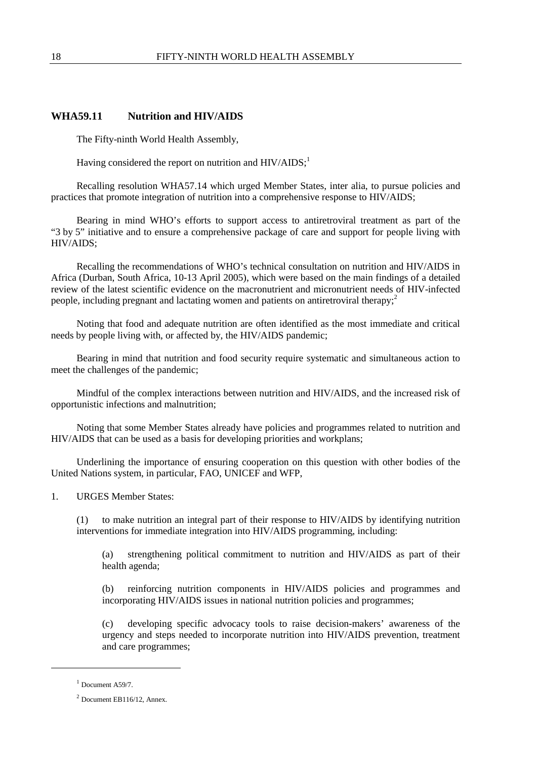## WHA59.11 Nutrition and HIV/AIDS

The Fifty-ninth World Health Assembly,

Having considered the report on nutrition and HIV/AIDS;[1]

Recalling resolution WHA57.14 which urged Member States, inter alia, to pursue policies and practices that promote integration of nutrition into a comprehensive response to HIV/AIDS;

Bearing in mind WHO's efforts to support access to antiretroviral treatment as part of the "3 by 5" initiative and to ensure a comprehensive package of care and support for people living with HIV/AIDS;

Recalling the recommendations of WHO's technical consultation on nutrition and HIV/AIDS in Africa (Durban, South Africa, 10-13 April 2005), which were based on the main findings of a detailed review of the latest scientific evidence on the macronutrient and micronutrient needs of HIV-infected people, including pregnant and lactating women and patients on antiretroviral therapy;[2]

Noting that food and adequate nutrition are often identified as the most immediate and critical needs by people living with, or affected by, the HIV/AIDS pandemic;

Bearing in mind that nutrition and food security require systematic and simultaneous action to meet the challenges of the pandemic;

Mindful of the complex interactions between nutrition and HIV/AIDS, and the increased risk of opportunistic infections and malnutrition;

Noting that some Member States already have policies and programmes related to nutrition and HIV/AIDS that can be used as a basis for developing priorities and workplans;

Underlining the importance of ensuring cooperation on this question with other bodies of the United Nations system, in particular, FAO, UNICEF and WFP,

1. URGES Member States:

(1) to make nutrition an integral part of their response to HIV/AIDS by identifying nutrition interventions for immediate integration into HIV/AIDS programming, including:

(a) strengthening political commitment to nutrition and HIV/AIDS as part of their health agenda;

(b) reinforcing nutrition components in HIV/AIDS policies and programmes and incorporating HIV/AIDS issues in national nutrition policies and programmes;

(c) developing specific advocacy tools to raise decision-makers' awareness of the urgency and steps needed to incorporate nutrition into HIV/AIDS prevention, treatment and care programmes;

---

[1] Document A59/7.

[2] Document EB116/12, Annex.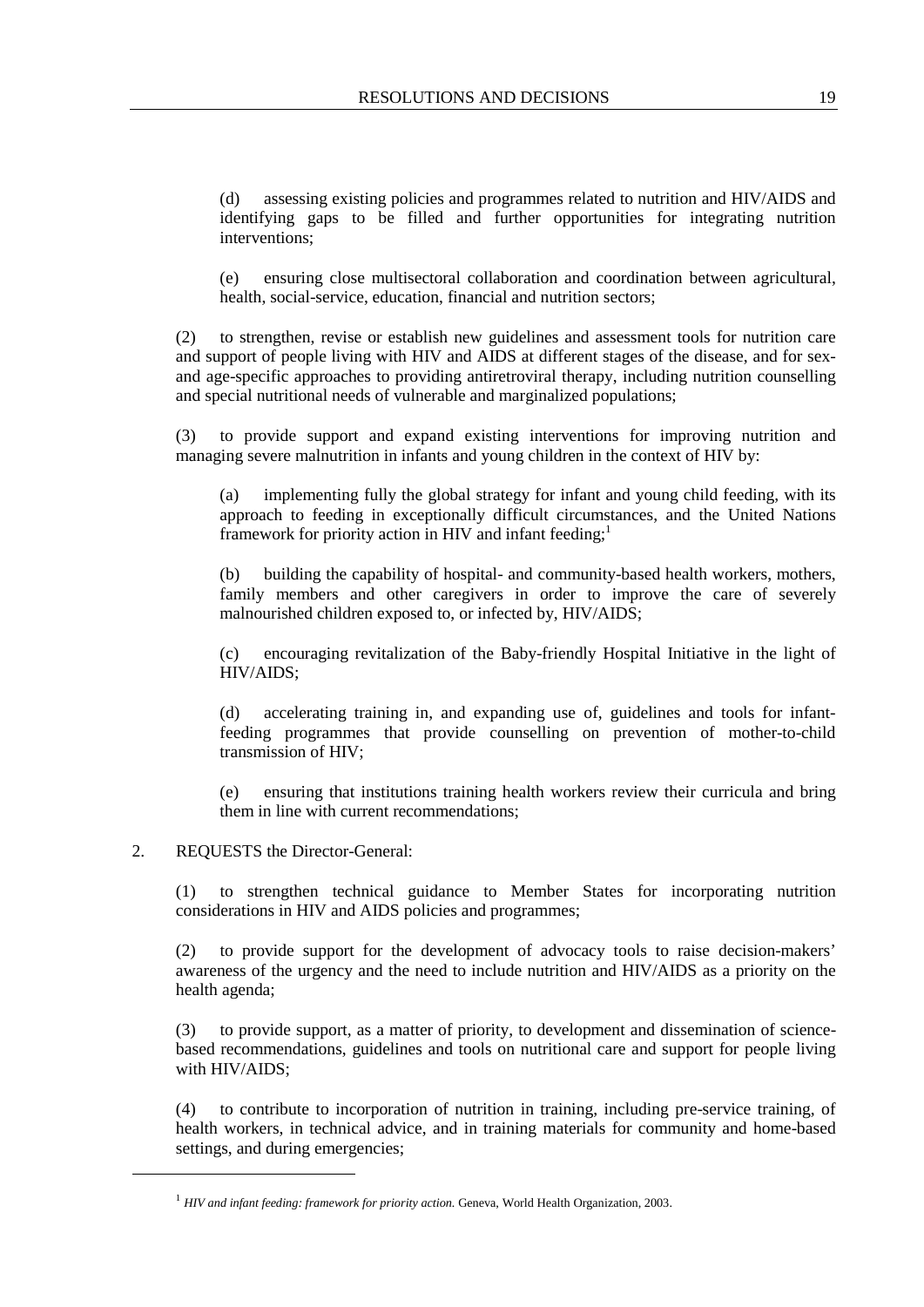(d) assessing existing policies and programmes related to nutrition and HIV/AIDS and identifying gaps to be filled and further opportunities for integrating nutrition interventions;

(e) ensuring close multisectoral collaboration and coordination between agricultural, health, social-service, education, financial and nutrition sectors;

(2) to strengthen, revise or establish new guidelines and assessment tools for nutrition care and support of people living with HIV and AIDS at different stages of the disease, and for sex- and age-specific approaches to providing antiretroviral therapy, including nutrition counselling and special nutritional needs of vulnerable and marginalized populations;

(3) to provide support and expand existing interventions for improving nutrition and managing severe malnutrition in infants and young children in the context of HIV by:

(a) implementing fully the global strategy for infant and young child feeding, with its approach to feeding in exceptionally difficult circumstances, and the United Nations framework for priority action in HIV and infant feeding;[1]

(b) building the capability of hospital- and community-based health workers, mothers, family members and other caregivers in order to improve the care of severely malnourished children exposed to, or infected by, HIV/AIDS;

(c) encouraging revitalization of the Baby-friendly Hospital Initiative in the light of HIV/AIDS;

(d) accelerating training in, and expanding use of, guidelines and tools for infant-feeding programmes that provide counselling on prevention of mother-to-child transmission of HIV;

(e) ensuring that institutions training health workers review their curricula and bring them in line with current recommendations;

2. REQUESTS the Director-General:

(1) to strengthen technical guidance to Member States for incorporating nutrition considerations in HIV and AIDS policies and programmes;

(2) to provide support for the development of advocacy tools to raise decision-makers' awareness of the urgency and the need to include nutrition and HIV/AIDS as a priority on the health agenda;

(3) to provide support, as a matter of priority, to development and dissemination of science-based recommendations, guidelines and tools on nutritional care and support for people living with HIV/AIDS;

(4) to contribute to incorporation of nutrition in training, including pre-service training, of health workers, in technical advice, and in training materials for community and home-based settings, and during emergencies;

---

[1] *HIV and infant feeding: framework for priority action.* Geneva, World Health Organization, 2003.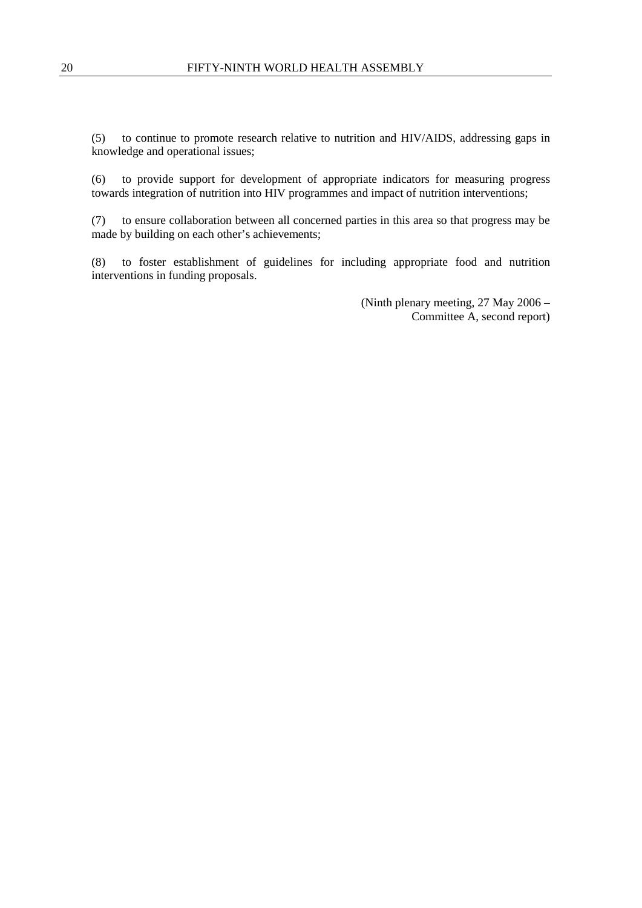(5) to continue to promote research relative to nutrition and HIV/AIDS, addressing gaps in knowledge and operational issues;

(6) to provide support for development of appropriate indicators for measuring progress towards integration of nutrition into HIV programmes and impact of nutrition interventions;

(7) to ensure collaboration between all concerned parties in this area so that progress may be made by building on each other's achievements;

(8) to foster establishment of guidelines for including appropriate food and nutrition interventions in funding proposals.

(Ninth plenary meeting, 27 May 2006 –
Committee A, second report)